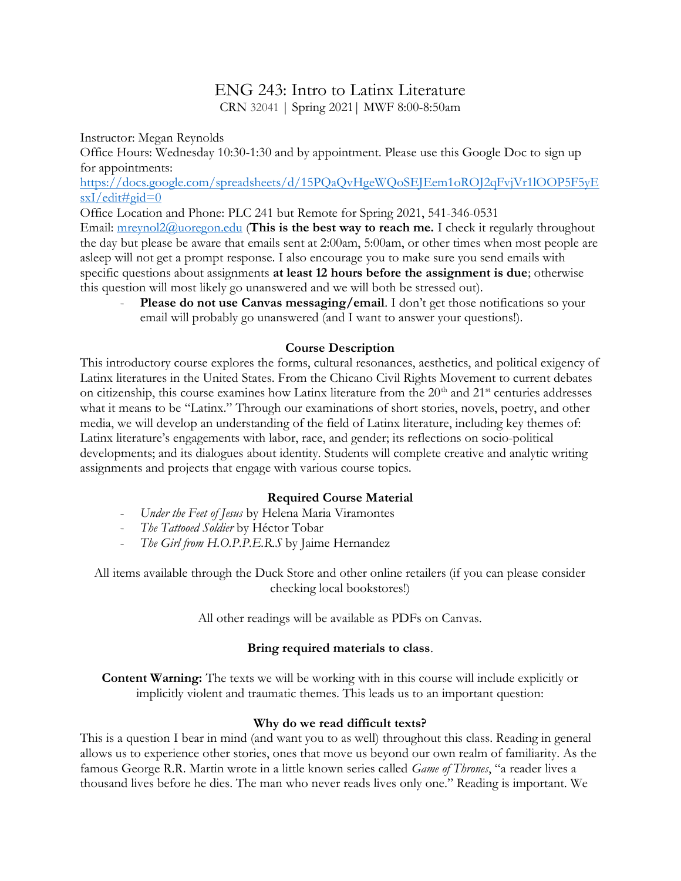# ENG 243: Intro to Latinx Literature

CRN 32041 | Spring 2021| MWF 8:00-8:50am

Instructor: Megan Reynolds

Office Hours: Wednesday 10:30-1:30 and by appointment. Please use this Google Doc to sign up for appointments:
[https://docs.google.com/spreadsheets/d/15PQaQvHgeWQoSEJEem1oROJ2qFvjVr1lOOP5F5yEsxI/edit#gid=0](https://docs.google.com/spreadsheets/d/15PQaQvHgeWQoSEJEem1oROJ2qFvjVr1lOOP5F5yEsxI/edit#gid=0)

Office Location and Phone: PLC 241 but Remote for Spring 2021, 541-346-0531

Email: [mreynol2@uoregon.edu](mailto:mreynol2@uoregon.edu) (**This is the best way to reach me.** I check it regularly throughout the day but please be aware that emails sent at 2:00am, 5:00am, or other times when most people are asleep will not get a prompt response. I also encourage you to make sure you send emails with specific questions about assignments **at least 12 hours before the assignment is due**; otherwise this question will most likely go unanswered and we will both be stressed out).

- **Please do not use Canvas messaging/email**. I don't get those notifications so your email will probably go unanswered (and I want to answer your questions!).

### Course Description

This introductory course explores the forms, cultural resonances, aesthetics, and political exigency of Latinx literatures in the United States. From the Chicano Civil Rights Movement to current debates on citizenship, this course examines how Latinx literature from the 20th and 21st centuries addresses what it means to be "Latinx." Through our examinations of short stories, novels, poetry, and other media, we will develop an understanding of the field of Latinx literature, including key themes of: Latinx literature's engagements with labor, race, and gender; its reflections on socio-political developments; and its dialogues about identity. Students will complete creative and analytic writing assignments and projects that engage with various course topics.

### Required Course Material

- *Under the Feet of Jesus* by Helena Maria Viramontes
- *The Tattooed Soldier* by Héctor Tobar
- *The Girl from H.O.P.P.E.R.S* by Jaime Hernandez

All items available through the Duck Store and other online retailers (if you can please consider checking local bookstores!)

All other readings will be available as PDFs on Canvas.

**Bring required materials to class**.

**Content Warning:** The texts we will be working with in this course will include explicitly or implicitly violent and traumatic themes. This leads us to an important question:

### Why do we read difficult texts?

This is a question I bear in mind (and want you to as well) throughout this class. Reading in general allows us to experience other stories, ones that move us beyond our own realm of familiarity. As the famous George R.R. Martin wrote in a little known series called *Game of Thrones*, "a reader lives a thousand lives before he dies. The man who never reads lives only one." Reading is important. We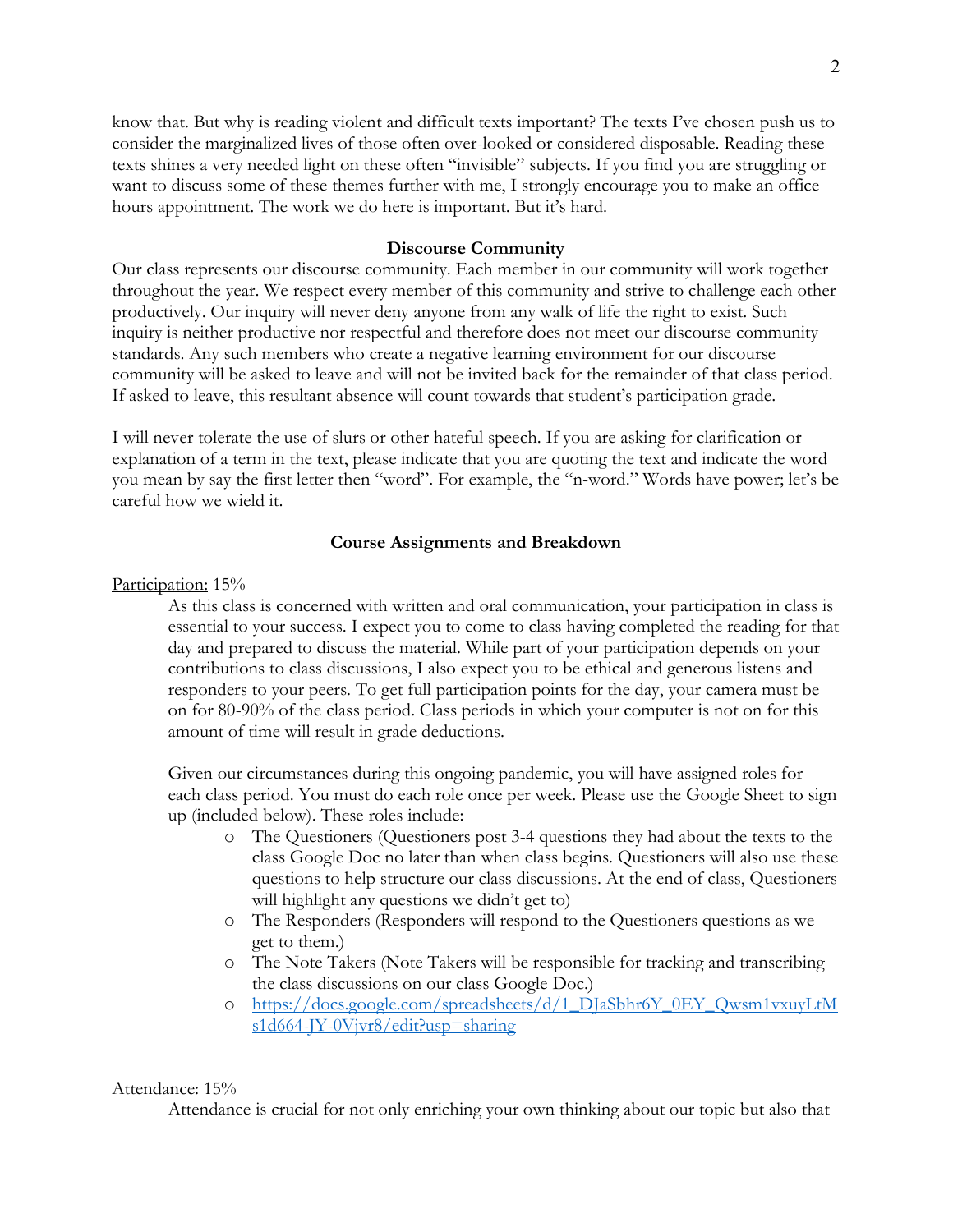know that. But why is reading violent and difficult texts important? The texts I've chosen push us to consider the marginalized lives of those often over-looked or considered disposable. Reading these texts shines a very needed light on these often "invisible" subjects. If you find you are struggling or want to discuss some of these themes further with me, I strongly encourage you to make an office hours appointment. The work we do here is important. But it's hard.

**Discourse Community**

Our class represents our discourse community. Each member in our community will work together throughout the year. We respect every member of this community and strive to challenge each other productively. Our inquiry will never deny anyone from any walk of life the right to exist. Such inquiry is neither productive nor respectful and therefore does not meet our discourse community standards. Any such members who create a negative learning environment for our discourse community will be asked to leave and will not be invited back for the remainder of that class period. If asked to leave, this resultant absence will count towards that student's participation grade.

I will never tolerate the use of slurs or other hateful speech. If you are asking for clarification or explanation of a term in the text, please indicate that you are quoting the text and indicate the word you mean by say the first letter then "word". For example, the "n-word." Words have power; let's be careful how we wield it.

**Course Assignments and Breakdown**

Participation: 15%

As this class is concerned with written and oral communication, your participation in class is essential to your success. I expect you to come to class having completed the reading for that day and prepared to discuss the material. While part of your participation depends on your contributions to class discussions, I also expect you to be ethical and generous listens and responders to your peers. To get full participation points for the day, your camera must be on for 80-90% of the class period. Class periods in which your computer is not on for this amount of time will result in grade deductions.

Given our circumstances during this ongoing pandemic, you will have assigned roles for each class period. You must do each role once per week. Please use the Google Sheet to sign up (included below). These roles include:

- The Questioners (Questioners post 3-4 questions they had about the texts to the class Google Doc no later than when class begins. Questioners will also use these questions to help structure our class discussions. At the end of class, Questioners will highlight any questions we didn't get to)
- The Responders (Responders will respond to the Questioners questions as we get to them.)
- The Note Takers (Note Takers will be responsible for tracking and transcribing the class discussions on our class Google Doc.)
- https://docs.google.com/spreadsheets/d/1_DJaSbhr6Y_0EY_Qwsm1vxuyLtMs1d664-JY-0Vjvr8/edit?usp=sharing

Attendance: 15%

Attendance is crucial for not only enriching your own thinking about our topic but also that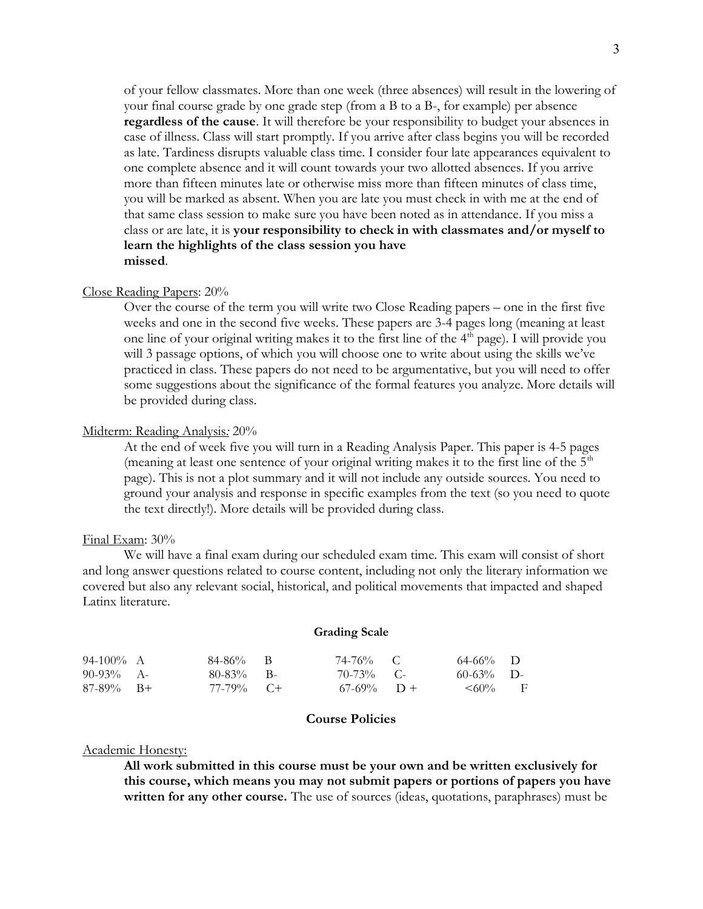of your fellow classmates. More than one week (three absences) will result in the lowering of your final course grade by one grade step (from a B to a B-, for example) per absence **regardless of the cause**. It will therefore be your responsibility to budget your absences in case of illness. Class will start promptly. If you arrive after class begins you will be recorded as late. Tardiness disrupts valuable class time. I consider four late appearances equivalent to one complete absence and it will count towards your two allotted absences. If you arrive more than fifteen minutes late or otherwise miss more than fifteen minutes of class time, you will be marked as absent. When you are late you must check in with me at the end of that same class session to make sure you have been noted as in attendance. If you miss a class or are late, it is **your responsibility to check in with classmates and/or myself to learn the highlights of the class session you have missed**.

Close Reading Papers: 20%

Over the course of the term you will write two Close Reading papers – one in the first five weeks and one in the second five weeks. These papers are 3-4 pages long (meaning at least one line of your original writing makes it to the first line of the 4th page). I will provide you will 3 passage options, of which you will choose one to write about using the skills we've practiced in class. These papers do not need to be argumentative, but you will need to offer some suggestions about the significance of the formal features you analyze. More details will be provided during class.

Midterm: Reading Analysis*:* 20%

At the end of week five you will turn in a Reading Analysis Paper. This paper is 4-5 pages (meaning at least one sentence of your original writing makes it to the first line of the 5th page). This is not a plot summary and it will not include any outside sources. You need to ground your analysis and response in specific examples from the text (so you need to quote the text directly!). More details will be provided during class.

Final Exam: 30%

We will have a final exam during our scheduled exam time. This exam will consist of short and long answer questions related to course content, including not only the literary information we covered but also any relevant social, historical, and political movements that impacted and shaped Latinx literature.

**Grading Scale**

| | | | | | | | |
|---|---|---|---|---|---|---|---|
| 94-100% | A | 84-86% | B | 74-76% | C | 64-66% | D |
| 90-93% | A- | 80-83% | B- | 70-73% | C- | 60-63% | D- |
| 87-89% | B+ | 77-79% | C+ | 67-69% | D + | <60% | F |

**Course Policies**

Academic Honesty:

**All work submitted in this course must be your own and be written exclusively for this course, which means you may not submit papers or portions of papers you have written for any other course.** The use of sources (ideas, quotations, paraphrases) must be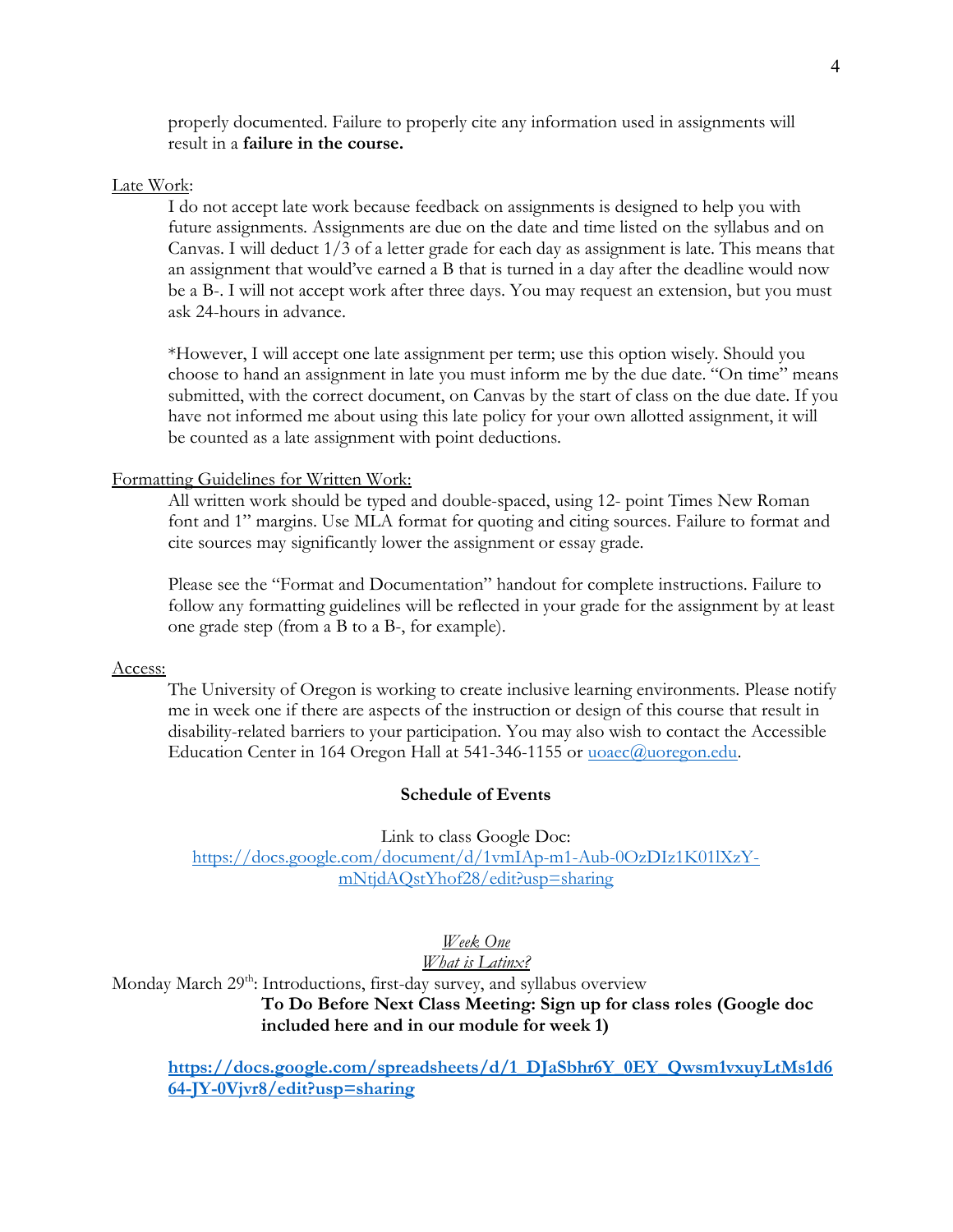properly documented. Failure to properly cite any information used in assignments will result in a **failure in the course.**

Late Work:

I do not accept late work because feedback on assignments is designed to help you with future assignments. Assignments are due on the date and time listed on the syllabus and on Canvas. I will deduct 1/3 of a letter grade for each day as assignment is late. This means that an assignment that would've earned a B that is turned in a day after the deadline would now be a B-. I will not accept work after three days. You may request an extension, but you must ask 24-hours in advance.

*However, I will accept one late assignment per term; use this option wisely. Should you choose to hand an assignment in late you must inform me by the due date. "On time" means submitted, with the correct document, on Canvas by the start of class on the due date. If you have not informed me about using this late policy for your own allotted assignment, it will be counted as a late assignment with point deductions.

Formatting Guidelines for Written Work:

All written work should be typed and double-spaced, using 12- point Times New Roman font and 1" margins. Use MLA format for quoting and citing sources. Failure to format and cite sources may significantly lower the assignment or essay grade.

Please see the "Format and Documentation" handout for complete instructions. Failure to follow any formatting guidelines will be reflected in your grade for the assignment by at least one grade step (from a B to a B-, for example).

Access:

The University of Oregon is working to create inclusive learning environments. Please notify me in week one if there are aspects of the instruction or design of this course that result in disability-related barriers to your participation. You may also wish to contact the Accessible Education Center in 164 Oregon Hall at 541-346-1155 or uoaec@uoregon.edu.

## Schedule of Events

Link to class Google Doc:
https://docs.google.com/document/d/1vmIAp-m1-Aub-0OzDIz1K01lXzY-mNtjdAQstYhof28/edit?usp=sharing

### *Week One*
### *What is Latinx?*

Monday March 29th: Introductions, first-day survey, and syllabus overview

**To Do Before Next Class Meeting: Sign up for class roles (Google doc included here and in our module for week 1)**

**https://docs.google.com/spreadsheets/d/1_DJaSbhr6Y_0EY_Qwsm1vxuyLtMs1d664-JY-0Vjvr8/edit?usp=sharing**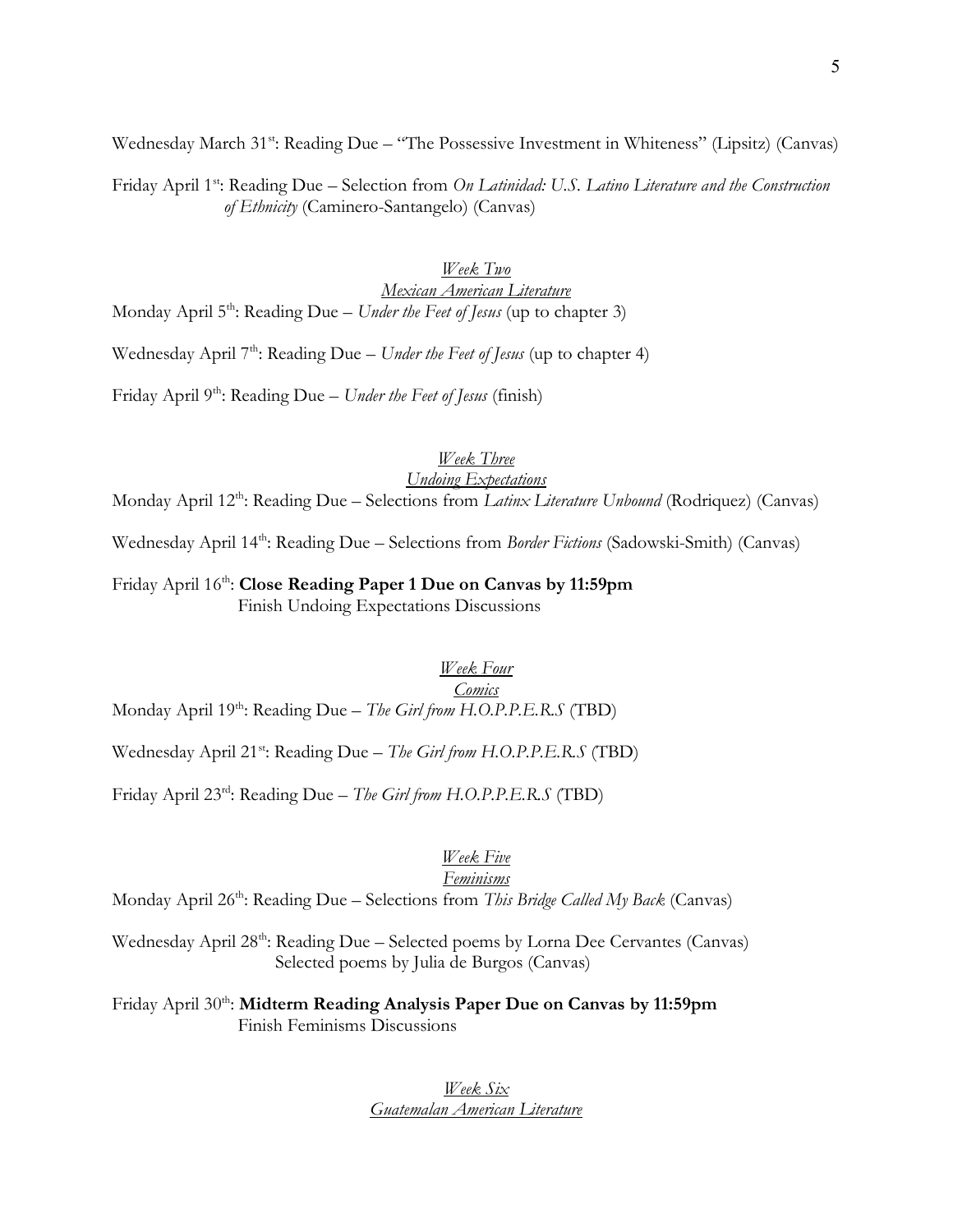Wednesday March 31st: Reading Due – "The Possessive Investment in Whiteness" (Lipsitz) (Canvas)

Friday April 1st: Reading Due – Selection from *On Latinidad: U.S. Latino Literature and the Construction of Ethnicity* (Caminero-Santangelo) (Canvas)

*Week Two*

*Mexican American Literature*

Monday April 5th: Reading Due – *Under the Feet of Jesus* (up to chapter 3)

Wednesday April 7th: Reading Due – *Under the Feet of Jesus* (up to chapter 4)

Friday April 9th: Reading Due – *Under the Feet of Jesus* (finish)

*Week Three*

*Undoing Expectations*

Monday April 12th: Reading Due – Selections from *Latinx Literature Unbound* (Rodriquez) (Canvas)

Wednesday April 14th: Reading Due – Selections from *Border Fictions* (Sadowski-Smith) (Canvas)

Friday April 16th: **Close Reading Paper 1 Due on Canvas by 11:59pm**
Finish Undoing Expectations Discussions

*Week Four*

*Comics*

Monday April 19th: Reading Due – *The Girl from H.O.P.P.E.R.S* (TBD)

Wednesday April 21st: Reading Due – *The Girl from H.O.P.P.E.R.S* (TBD)

Friday April 23rd: Reading Due – *The Girl from H.O.P.P.E.R.S* (TBD)

*Week Five*

*Feminisms*

Monday April 26th: Reading Due – Selections from *This Bridge Called My Back* (Canvas)

Wednesday April 28th: Reading Due – Selected poems by Lorna Dee Cervantes (Canvas)
Selected poems by Julia de Burgos (Canvas)

Friday April 30th: **Midterm Reading Analysis Paper Due on Canvas by 11:59pm**
Finish Feminisms Discussions

*Week Six*

*Guatemalan American Literature*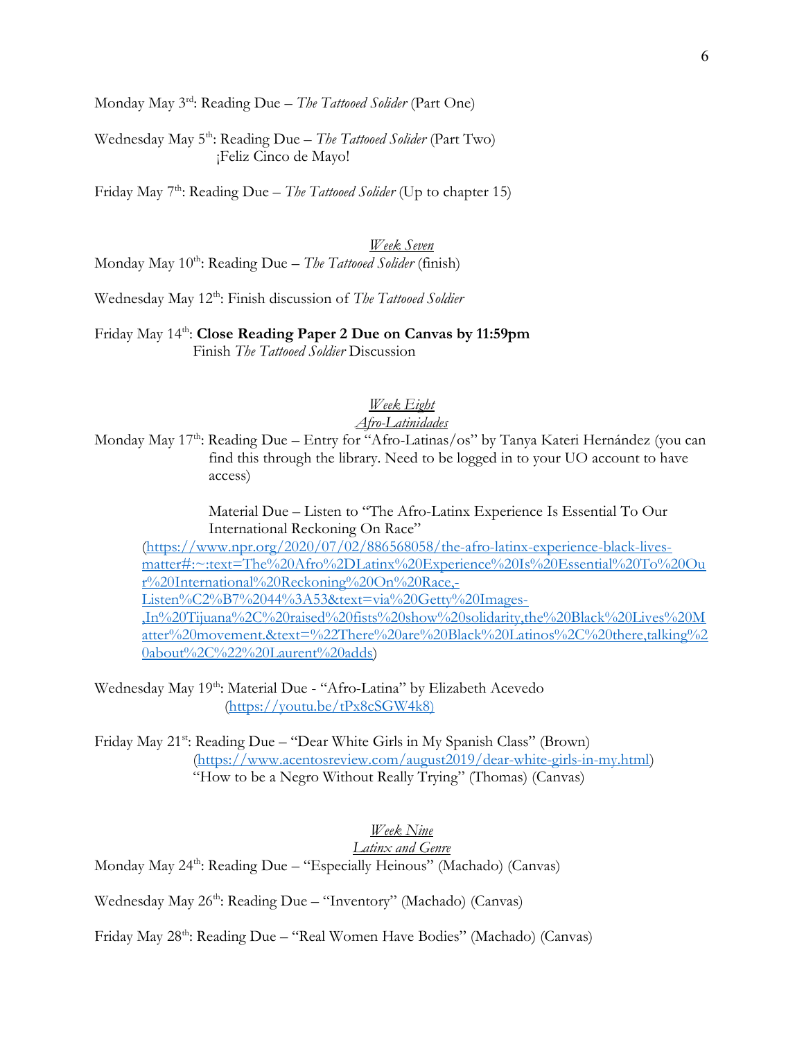Monday May 3rd: Reading Due – *The Tattooed Solider* (Part One)

Wednesday May 5th: Reading Due – *The Tattooed Solider* (Part Two)
¡Feliz Cinco de Mayo!

Friday May 7th: Reading Due – *The Tattooed Solider* (Up to chapter 15)

### *Week Seven*

Monday May 10th: Reading Due – *The Tattooed Solider* (finish)

Wednesday May 12th: Finish discussion of *The Tattooed Soldier*

Friday May 14th: **Close Reading Paper 2 Due on Canvas by 11:59pm**
Finish *The Tattooed Soldier* Discussion

### *Week Eight*
### *Afro-Latinidades*

Monday May 17th: Reading Due – Entry for "Afro-Latinas/os" by Tanya Kateri Hernández (you can find this through the library. Need to be logged in to your UO account to have access)

Material Due – Listen to "The Afro-Latinx Experience Is Essential To Our International Reckoning On Race"
(https://www.npr.org/2020/07/02/886568058/the-afro-latinx-experience-black-lives-matter#:~:text=The%20Afro%2DLatinx%20Experience%20Is%20Essential%20To%20Our%20International%20Reckoning%20On%20Race,-Listen%C2%B7%2044%3A53&text=via%20Getty%20Images-,In%20Tijuana%2C%20raised%20fists%20show%20solidarity,the%20Black%20Lives%20Matter%20movement.&text=%22There%20are%20Black%20Latinos%2C%20there,talking%20about%2C%22%20Laurent%20adds)

Wednesday May 19th: Material Due - "Afro-Latina" by Elizabeth Acevedo
(https://youtu.be/tPx8cSGW4k8)

Friday May 21st: Reading Due – "Dear White Girls in My Spanish Class" (Brown)
(https://www.acentosreview.com/august2019/dear-white-girls-in-my.html)
"How to be a Negro Without Really Trying" (Thomas) (Canvas)

### *Week Nine*
### *Latinx and Genre*

Monday May 24th: Reading Due – "Especially Heinous" (Machado) (Canvas)

Wednesday May 26th: Reading Due – "Inventory" (Machado) (Canvas)

Friday May 28th: Reading Due – "Real Women Have Bodies" (Machado) (Canvas)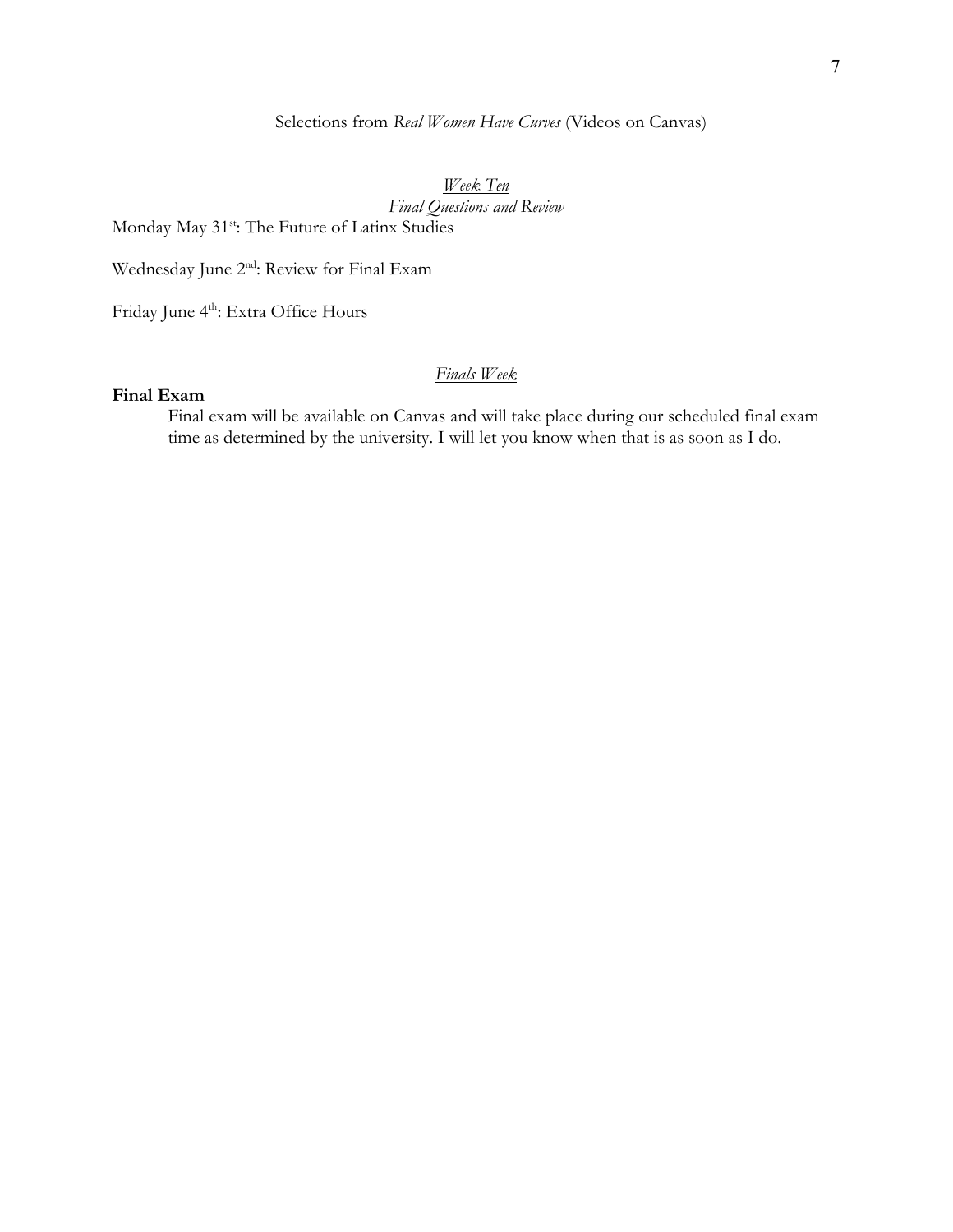Selections from *Real Women Have Curves* (Videos on Canvas)

*Week Ten*

*Final Questions and Review*

Monday May 31st: The Future of Latinx Studies

Wednesday June 2nd: Review for Final Exam

Friday June 4th: Extra Office Hours

*Finals Week*

**Final Exam**

Final exam will be available on Canvas and will take place during our scheduled final exam time as determined by the university. I will let you know when that is as soon as I do.